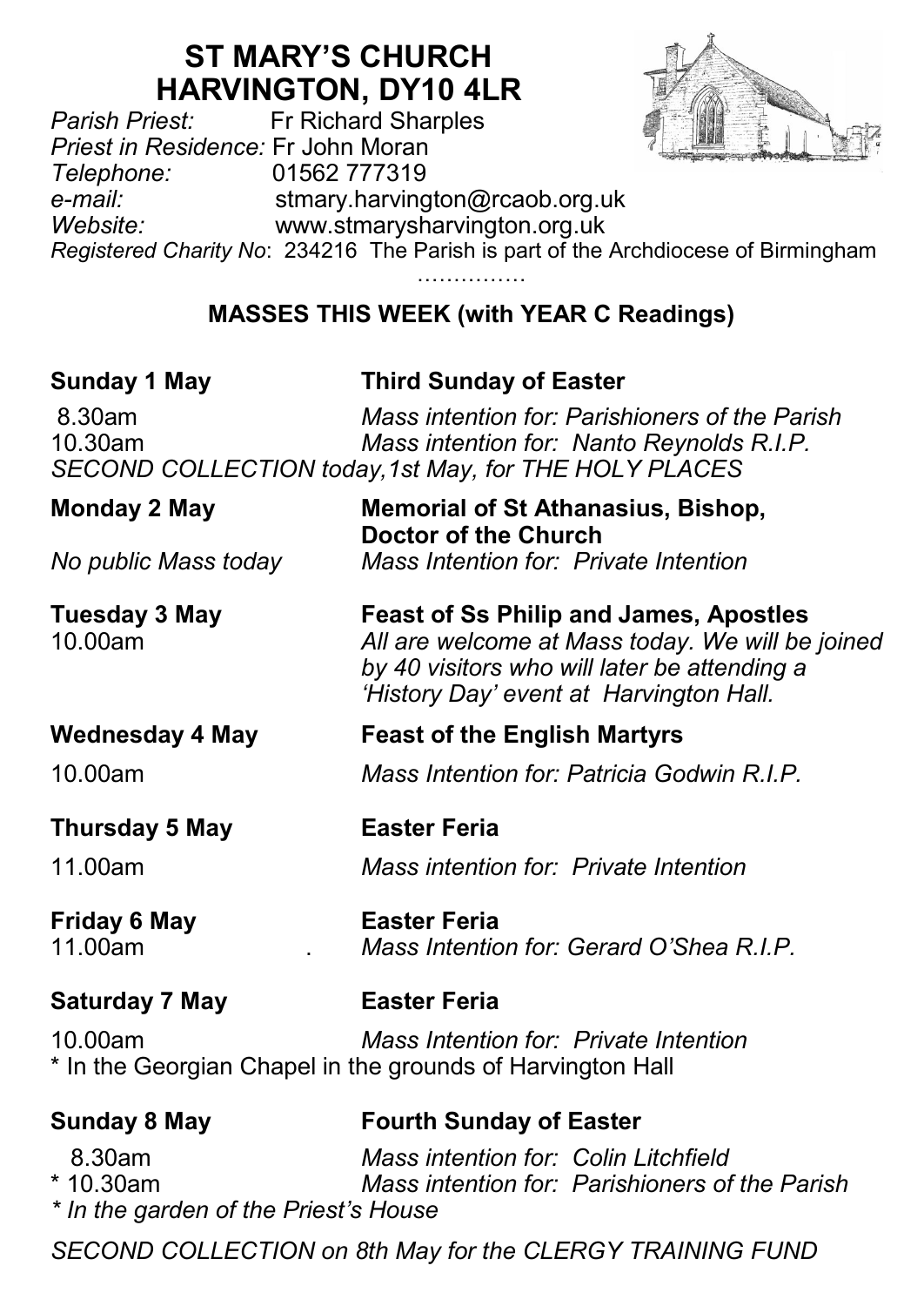# ST MARY'S CHURCH
# HARVINGTON, DY10 4LR

*Parish Priest:* Fr Richard Sharples
*Priest in Residence:* Fr John Moran
*Telephone:* 01562 777319
*e-mail:* stmary.harvington@rcaob.org.uk
*Website:* www.stmarysharvington.org.uk
*Registered Charity No*: 234216 The Parish is part of the Archdiocese of Birmingham

……………

## MASSES THIS WEEK (with YEAR C Readings)

**Sunday 1 May** — **Third Sunday of Easter**

8.30am — *Mass intention for: Parishioners of the Parish*
10.30am — *Mass intention for: Nanto Reynolds R.I.P.*
*SECOND COLLECTION today,1st May, for THE HOLY PLACES*

**Monday 2 May** — **Memorial of St Athanasius, Bishop, Doctor of the Church**

*No public Mass today* — *Mass Intention for: Private Intention*

**Tuesday 3 May** — **Feast of Ss Philip and James, Apostles**

10.00am — *All are welcome at Mass today. We will be joined by 40 visitors who will later be attending a 'History Day' event at Harvington Hall.*

**Wednesday 4 May** — **Feast of the English Martyrs**

10.00am — *Mass Intention for: Patricia Godwin R.I.P.*

**Thursday 5 May** — **Easter Feria**

11.00am — *Mass intention for: Private Intention*

**Friday 6 May** — **Easter Feria**

11.00am . *Mass Intention for: Gerard O'Shea R.I.P.*

**Saturday 7 May** — **Easter Feria**

10.00am — *Mass Intention for: Private Intention*
* In the Georgian Chapel in the grounds of Harvington Hall

**Sunday 8 May** — **Fourth Sunday of Easter**

8.30am — *Mass intention for: Colin Litchfield*
* 10.30am — *Mass intention for: Parishioners of the Parish*
*\* In the garden of the Priest's House*

*SECOND COLLECTION on 8th May for the CLERGY TRAINING FUND*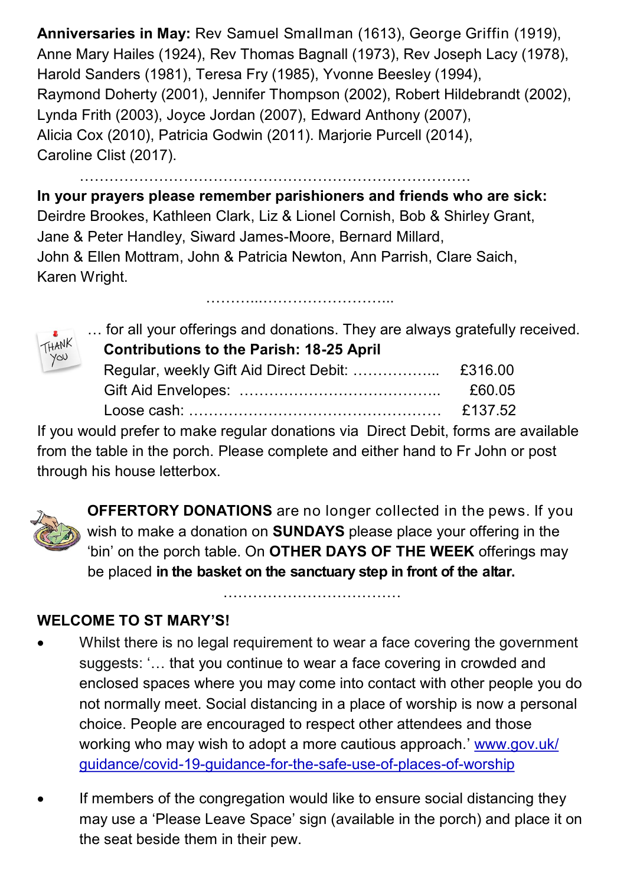**Anniversaries in May:** Rev Samuel Smallman (1613), George Griffin (1919), Anne Mary Hailes (1924), Rev Thomas Bagnall (1973), Rev Joseph Lacy (1978), Harold Sanders (1981), Teresa Fry (1985), Yvonne Beesley (1994), Raymond Doherty (2001), Jennifer Thompson (2002), Robert Hildebrandt (2002), Lynda Frith (2003), Joyce Jordan (2007), Edward Anthony (2007), Alicia Cox (2010), Patricia Godwin (2011). Marjorie Purcell (2014), Caroline Clist (2017).

…………………………………………………………………………

**In your prayers please remember parishioners and friends who are sick:** Deirdre Brookes, Kathleen Clark, Liz & Lionel Cornish, Bob & Shirley Grant, Jane & Peter Handley, Siward James-Moore, Bernard Millard, John & Ellen Mottram, John & Patricia Newton, Ann Parrish, Clare Saich, Karen Wright.

………..……………………..

THANK YOU … for all your offerings and donations. They are always gratefully received.

**Contributions to the Parish: 18-25 April**

| | |
|---|---|
| Regular, weekly Gift Aid Direct Debit: ……………... | £316.00 |
| Gift Aid Envelopes: ………………………………….. | £60.05 |
| Loose cash: …………………………………………… | £137.52 |

If you would prefer to make regular donations via Direct Debit, forms are available from the table in the porch. Please complete and either hand to Fr John or post through his house letterbox.

**OFFERTORY DONATIONS** are no longer collected in the pews. If you wish to make a donation on **SUNDAYS** please place your offering in the 'bin' on the porch table. On **OTHER DAYS OF THE WEEK** offerings may be placed **in the basket on the sanctuary step in front of the altar.**

………………………………

## WELCOME TO ST MARY'S!

- Whilst there is no legal requirement to wear a face covering the government suggests: '… that you continue to wear a face covering in crowded and enclosed spaces where you may come into contact with other people you do not normally meet. Social distancing in a place of worship is now a personal choice. People are encouraged to respect other attendees and those working who may wish to adopt a more cautious approach.' www.gov.uk/guidance/covid-19-guidance-for-the-safe-use-of-places-of-worship

- If members of the congregation would like to ensure social distancing they may use a 'Please Leave Space' sign (available in the porch) and place it on the seat beside them in their pew.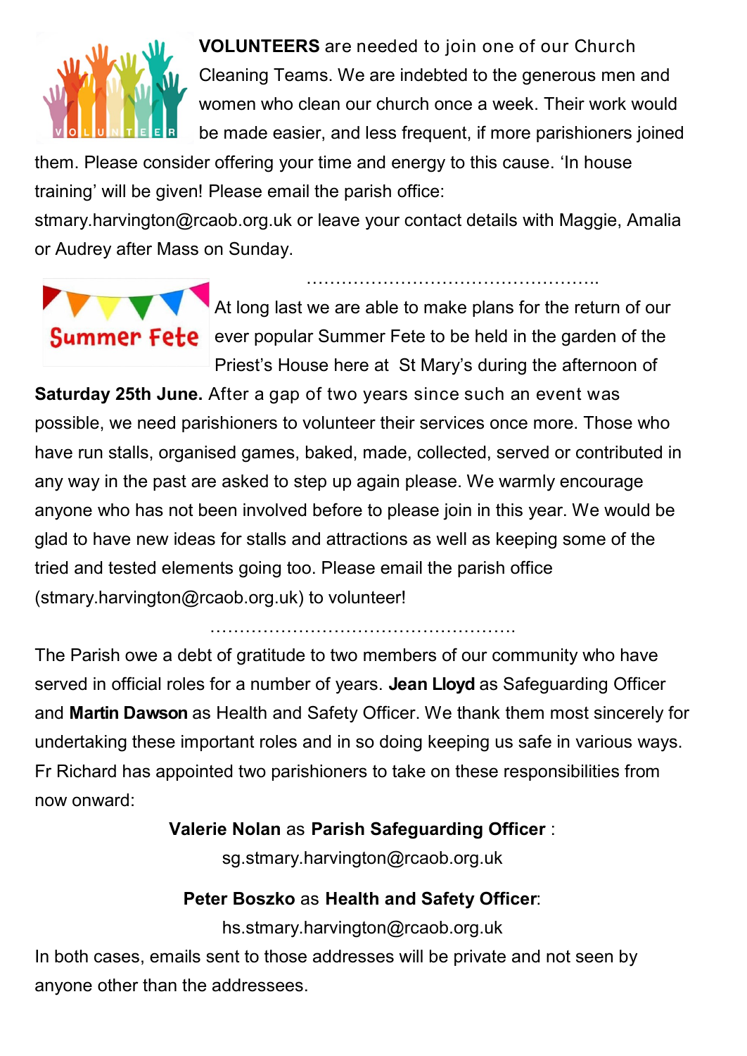**VOLUNTEERS** are needed to join one of our Church Cleaning Teams. We are indebted to the generous men and women who clean our church once a week. Their work would be made easier, and less frequent, if more parishioners joined them. Please consider offering your time and energy to this cause. 'In house training' will be given! Please email the parish office: stmary.harvington@rcaob.org.uk or leave your contact details with Maggie, Amalia or Audrey after Mass on Sunday.

……………………………………………..

At long last we are able to make plans for the return of our ever popular Summer Fete to be held in the garden of the Priest's House here at St Mary's during the afternoon of **Saturday 25th June.** After a gap of two years since such an event was possible, we need parishioners to volunteer their services once more. Those who have run stalls, organised games, baked, made, collected, served or contributed in any way in the past are asked to step up again please. We warmly encourage anyone who has not been involved before to please join in this year. We would be glad to have new ideas for stalls and attractions as well as keeping some of the tried and tested elements going too. Please email the parish office (stmary.harvington@rcaob.org.uk) to volunteer!

……………………………………………..

The Parish owe a debt of gratitude to two members of our community who have served in official roles for a number of years. **Jean Lloyd** as Safeguarding Officer and **Martin Dawson** as Health and Safety Officer. We thank them most sincerely for undertaking these important roles and in so doing keeping us safe in various ways. Fr Richard has appointed two parishioners to take on these responsibilities from now onward:

**Valerie Nolan** as **Parish Safeguarding Officer** :
sg.stmary.harvington@rcaob.org.uk

**Peter Boszko** as **Health and Safety Officer**:
hs.stmary.harvington@rcaob.org.uk

In both cases, emails sent to those addresses will be private and not seen by anyone other than the addressees.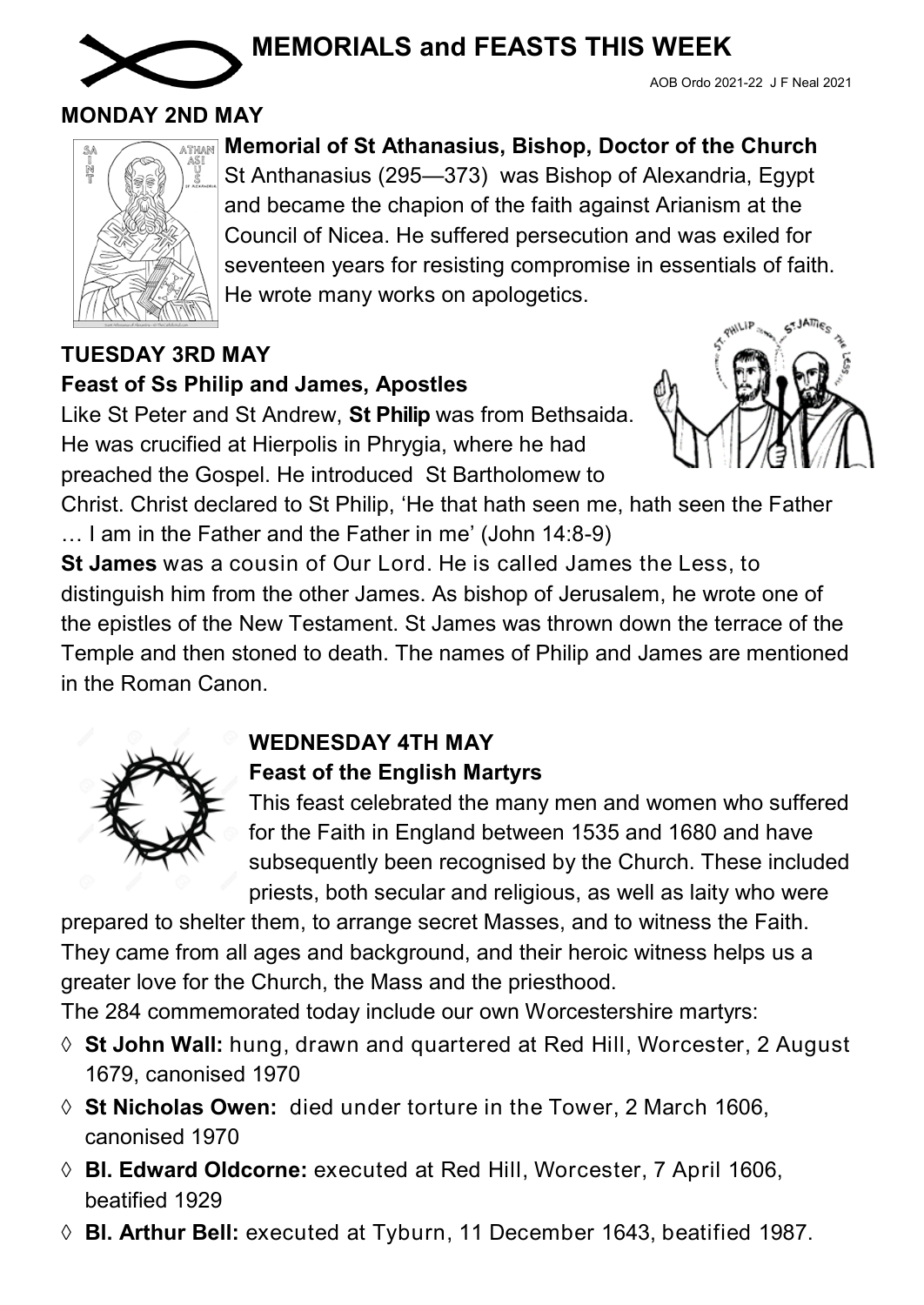# MEMORIALS and FEASTS THIS WEEK

AOB Ordo 2021-22 J F Neal 2021

## MONDAY 2ND MAY

**Memorial of St Athanasius, Bishop, Doctor of the Church**

St Anthanasius (295—373) was Bishop of Alexandria, Egypt and became the chapion of the faith against Arianism at the Council of Nicea. He suffered persecution and was exiled for seventeen years for resisting compromise in essentials of faith. He wrote many works on apologetics.

## TUESDAY 3RD MAY

**Feast of Ss Philip and James, Apostles**

Like St Peter and St Andrew, **St Philip** was from Bethsaida. He was crucified at Hierpolis in Phrygia, where he had preached the Gospel. He introduced St Bartholomew to Christ. Christ declared to St Philip, 'He that hath seen me, hath seen the Father … I am in the Father and the Father in me' (John 14:8-9)

**St James** was a cousin of Our Lord. He is called James the Less, to distinguish him from the other James. As bishop of Jerusalem, he wrote one of the epistles of the New Testament. St James was thrown down the terrace of the Temple and then stoned to death. The names of Philip and James are mentioned in the Roman Canon.

## WEDNESDAY 4TH MAY

**Feast of the English Martyrs**

This feast celebrated the many men and women who suffered for the Faith in England between 1535 and 1680 and have subsequently been recognised by the Church. These included priests, both secular and religious, as well as laity who were prepared to shelter them, to arrange secret Masses, and to witness the Faith. They came from all ages and background, and their heroic witness helps us a greater love for the Church, the Mass and the priesthood.

The 284 commemorated today include our own Worcestershire martyrs:

- **St John Wall:** hung, drawn and quartered at Red Hill, Worcester, 2 August 1679, canonised 1970
- **St Nicholas Owen:** died under torture in the Tower, 2 March 1606, canonised 1970
- **Bl. Edward Oldcorne:** executed at Red Hill, Worcester, 7 April 1606, beatified 1929
- **Bl. Arthur Bell:** executed at Tyburn, 11 December 1643, beatified 1987.